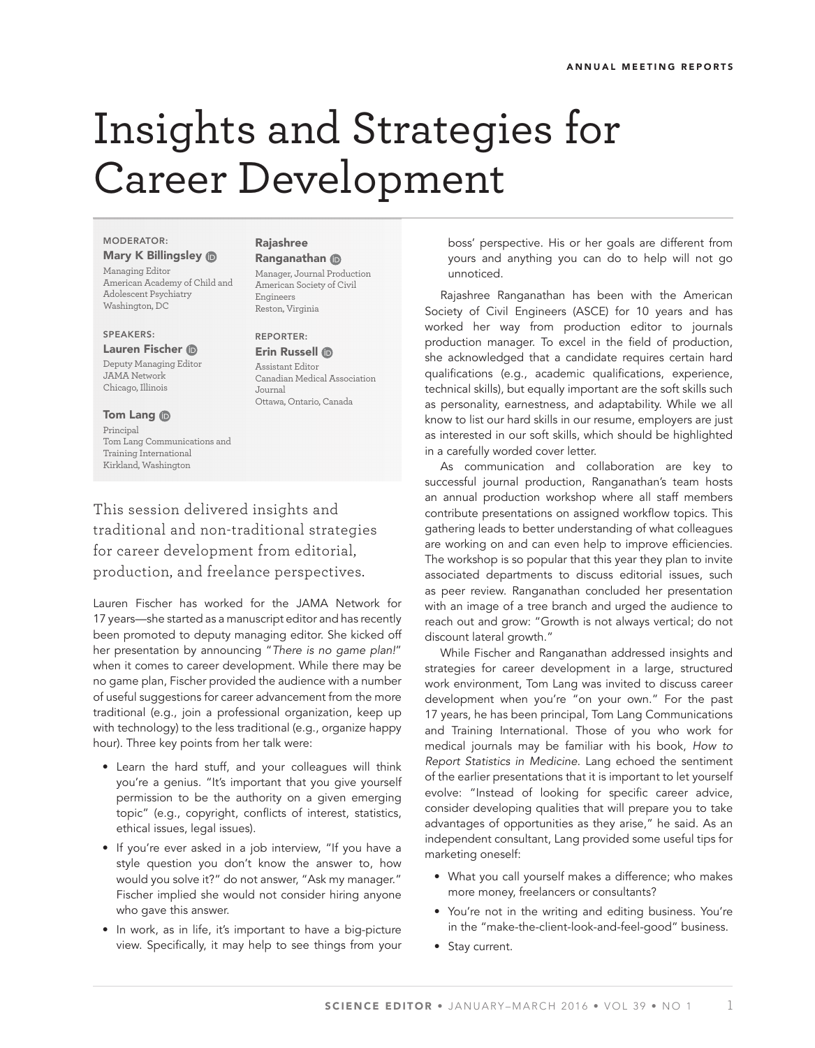# Insights and Strategies for Career Development

**MODERATOR:**
**Mary K Billingsley**
Managing Editor
American Academy of Child and Adolescent Psychiatry
Washington, DC

**SPEAKERS:**
**Lauren Fischer**
Deputy Managing Editor
JAMA Network
Chicago, Illinois

**Tom Lang**
Principal
Tom Lang Communications and Training International
Kirkland, Washington

**Rajashree Ranganathan**
Manager, Journal Production
American Society of Civil Engineers
Reston, Virginia

**REPORTER:**
**Erin Russell**
Assistant Editor
Canadian Medical Association Journal
Ottawa, Ontario, Canada

This session delivered insights and traditional and non-traditional strategies for career development from editorial, production, and freelance perspectives.

Lauren Fischer has worked for the JAMA Network for 17 years—she started as a manuscript editor and has recently been promoted to deputy managing editor. She kicked off her presentation by announcing "*There is no game plan!*" when it comes to career development. While there may be no game plan, Fischer provided the audience with a number of useful suggestions for career advancement from the more traditional (e.g., join a professional organization, keep up with technology) to the less traditional (e.g., organize happy hour). Three key points from her talk were:

- Learn the hard stuff, and your colleagues will think you're a genius. "It's important that you give yourself permission to be the authority on a given emerging topic" (e.g., copyright, conflicts of interest, statistics, ethical issues, legal issues).
- If you're ever asked in a job interview, "If you have a style question you don't know the answer to, how would you solve it?" do not answer, "Ask my manager." Fischer implied she would not consider hiring anyone who gave this answer.
- In work, as in life, it's important to have a big-picture view. Specifically, it may help to see things from your boss' perspective. His or her goals are different from yours and anything you can do to help will not go unnoticed.

Rajashree Ranganathan has been with the American Society of Civil Engineers (ASCE) for 10 years and has worked her way from production editor to journals production manager. To excel in the field of production, she acknowledged that a candidate requires certain hard qualifications (e.g., academic qualifications, experience, technical skills), but equally important are the soft skills such as personality, earnestness, and adaptability. While we all know to list our hard skills in our resume, employers are just as interested in our soft skills, which should be highlighted in a carefully worded cover letter.

As communication and collaboration are key to successful journal production, Ranganathan's team hosts an annual production workshop where all staff members contribute presentations on assigned workflow topics. This gathering leads to better understanding of what colleagues are working on and can even help to improve efficiencies. The workshop is so popular that this year they plan to invite associated departments to discuss editorial issues, such as peer review. Ranganathan concluded her presentation with an image of a tree branch and urged the audience to reach out and grow: "Growth is not always vertical; do not discount lateral growth."

While Fischer and Ranganathan addressed insights and strategies for career development in a large, structured work environment, Tom Lang was invited to discuss career development when you're "on your own." For the past 17 years, he has been principal, Tom Lang Communications and Training International. Those of you who work for medical journals may be familiar with his book, *How to Report Statistics in Medicine*. Lang echoed the sentiment of the earlier presentations that it is important to let yourself evolve: "Instead of looking for specific career advice, consider developing qualities that will prepare you to take advantages of opportunities as they arise," he said. As an independent consultant, Lang provided some useful tips for marketing oneself:

- What you call yourself makes a difference; who makes more money, freelancers or consultants?
- You're not in the writing and editing business. You're in the "make-the-client-look-and-feel-good" business.
- Stay current.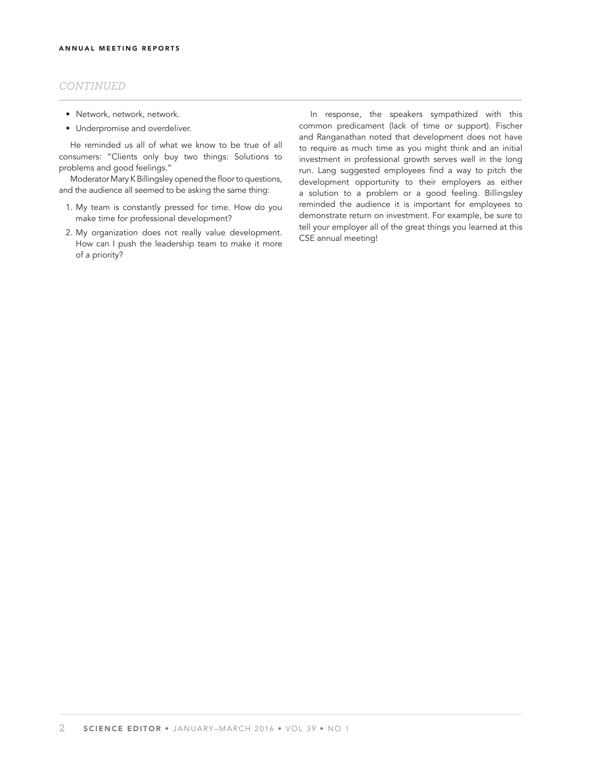*CONTINUED*

- Network, network, network.
- Underpromise and overdeliver.

He reminded us all of what we know to be true of all consumers: "Clients only buy two things: Solutions to problems and good feelings."

Moderator Mary K Billingsley opened the floor to questions, and the audience all seemed to be asking the same thing:

1. My team is constantly pressed for time. How do you make time for professional development?
2. My organization does not really value development. How can I push the leadership team to make it more of a priority?

In response, the speakers sympathized with this common predicament (lack of time or support). Fischer and Ranganathan noted that development does not have to require as much time as you might think and an initial investment in professional growth serves well in the long run. Lang suggested employees find a way to pitch the development opportunity to their employers as either a solution to a problem or a good feeling. Billingsley reminded the audience it is important for employees to demonstrate return on investment. For example, be sure to tell your employer all of the great things you learned at this CSE annual meeting!